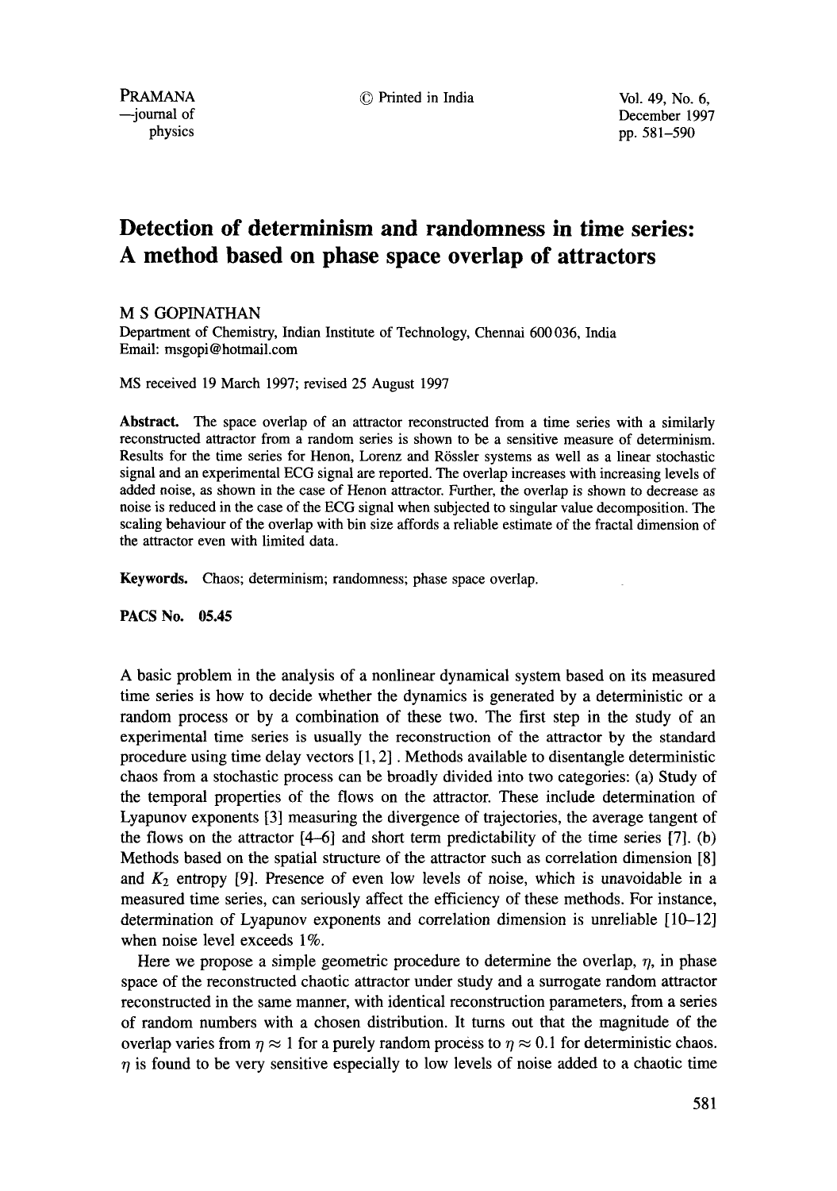# Detection of determinism and randomness in time series: A method based on phase space overlap of attractors

M S GOPINATHAN

Department of Chemistry, Indian Institute of Technology, Chennai 600 036, India
Email: msgopi@hotmail.com

MS received 19 March 1997; revised 25 August 1997

**Abstract.** The space overlap of an attractor reconstructed from a time series with a similarly reconstructed attractor from a random series is shown to be a sensitive measure of determinism. Results for the time series for Henon, Lorenz and Rössler systems as well as a linear stochastic signal and an experimental ECG signal are reported. The overlap increases with increasing levels of added noise, as shown in the case of Henon attractor. Further, the overlap is shown to decrease as noise is reduced in the case of the ECG signal when subjected to singular value decomposition. The scaling behaviour of the overlap with bin size affords a reliable estimate of the fractal dimension of the attractor even with limited data.

**Keywords.** Chaos; determinism; randomness; phase space overlap.

**PACS No. 05.45**

A basic problem in the analysis of a nonlinear dynamical system based on its measured time series is how to decide whether the dynamics is generated by a deterministic or a random process or by a combination of these two. The first step in the study of an experimental time series is usually the reconstruction of the attractor by the standard procedure using time delay vectors [1, 2]. Methods available to disentangle deterministic chaos from a stochastic process can be broadly divided into two categories: (a) Study of the temporal properties of the flows on the attractor. These include determination of Lyapunov exponents [3] measuring the divergence of trajectories, the average tangent of the flows on the attractor [4–6] and short term predictability of the time series [7]. (b) Methods based on the spatial structure of the attractor such as correlation dimension [8] and $K_2$ entropy [9]. Presence of even low levels of noise, which is unavoidable in a measured time series, can seriously affect the efficiency of these methods. For instance, determination of Lyapunov exponents and correlation dimension is unreliable [10–12] when noise level exceeds 1%.

Here we propose a simple geometric procedure to determine the overlap, $\eta$, in phase space of the reconstructed chaotic attractor under study and a surrogate random attractor reconstructed in the same manner, with identical reconstruction parameters, from a series of random numbers with a chosen distribution. It turns out that the magnitude of the overlap varies from $\eta \approx 1$ for a purely random process to $\eta \approx 0.1$ for deterministic chaos. $\eta$ is found to be very sensitive especially to low levels of noise added to a chaotic time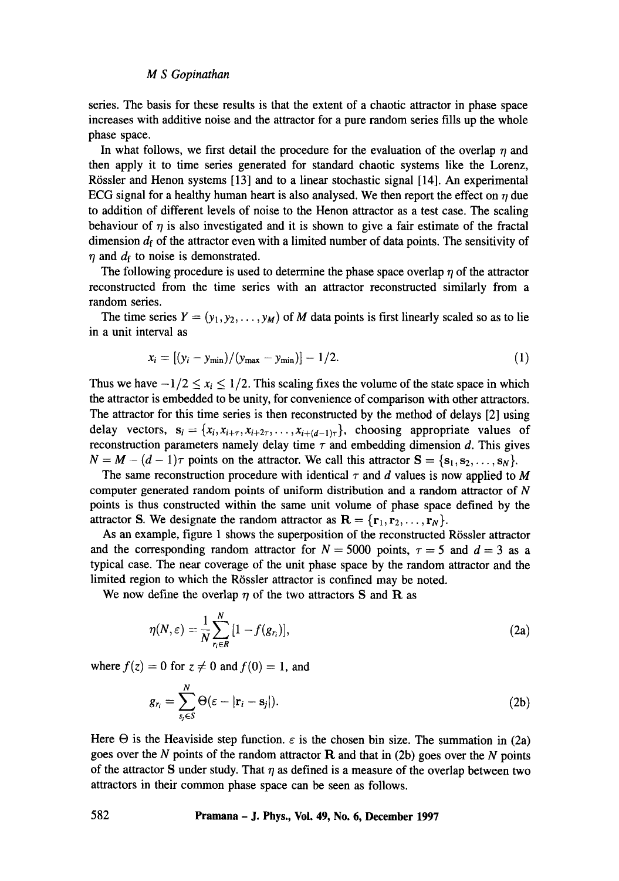series. The basis for these results is that the extent of a chaotic attractor in phase space increases with additive noise and the attractor for a pure random series fills up the whole phase space.

In what follows, we first detail the procedure for the evaluation of the overlap $\eta$ and then apply it to time series generated for standard chaotic systems like the Lorenz, Rössler and Henon systems [13] and to a linear stochastic signal [14]. An experimental ECG signal for a healthy human heart is also analysed. We then report the effect on $\eta$ due to addition of different levels of noise to the Henon attractor as a test case. The scaling behaviour of $\eta$ is also investigated and it is shown to give a fair estimate of the fractal dimension $d_f$ of the attractor even with a limited number of data points. The sensitivity of $\eta$ and $d_f$ to noise is demonstrated.

The following procedure is used to determine the phase space overlap $\eta$ of the attractor reconstructed from the time series with an attractor reconstructed similarly from a random series.

The time series $Y = (y_1, y_2, \ldots, y_M)$ of $M$ data points is first linearly scaled so as to lie in a unit interval as

$$x_i = [(y_i - y_{\min})/(y_{\max} - y_{\min})] - 1/2. \tag{1}$$

Thus we have $-1/2 \leq x_i \leq 1/2$. This scaling fixes the volume of the state space in which the attractor is embedded to be unity, for convenience of comparison with other attractors. The attractor for this time series is then reconstructed by the method of delays [2] using delay vectors, $\mathbf{s}_i = \{x_i, x_{i+\tau}, x_{i+2\tau}, \ldots, x_{i+(d-1)\tau}\}$, choosing appropriate values of reconstruction parameters namely delay time $\tau$ and embedding dimension $d$. This gives $N = M - (d-1)\tau$ points on the attractor. We call this attractor $\mathbf{S} = \{\mathbf{s}_1, \mathbf{s}_2, \ldots, \mathbf{s}_N\}$.

The same reconstruction procedure with identical $\tau$ and $d$ values is now applied to $M$ computer generated random points of uniform distribution and a random attractor of $N$ points is thus constructed within the same unit volume of phase space defined by the attractor S. We designate the random attractor as $\mathbf{R} = \{\mathbf{r}_1, \mathbf{r}_2, \ldots, \mathbf{r}_N\}$.

As an example, figure 1 shows the superposition of the reconstructed Rössler attractor and the corresponding random attractor for $N = 5000$ points, $\tau = 5$ and $d = 3$ as a typical case. The near coverage of the unit phase space by the random attractor and the limited region to which the Rössler attractor is confined may be noted.

We now define the overlap $\eta$ of the two attractors $\mathbf{S}$ and $\mathbf{R}$ as

$$\eta(N, \varepsilon) = \frac{1}{N} \sum_{r_i \in R}^{N} [1 - f(g_{r_i})], \tag{2a}$$

where $f(z) = 0$ for $z \neq 0$ and $f(0) = 1$, and

$$g_{r_i} = \sum_{s_j \in S}^{N} \Theta(\varepsilon - |\mathbf{r}_i - \mathbf{s}_j|). \tag{2b}$$

Here $\Theta$ is the Heaviside step function. $\varepsilon$ is the chosen bin size. The summation in (2a) goes over the $N$ points of the random attractor $\mathbf{R}$ and that in (2b) goes over the $N$ points of the attractor $\mathbf{S}$ under study. That $\eta$ as defined is a measure of the overlap between two attractors in their common phase space can be seen as follows.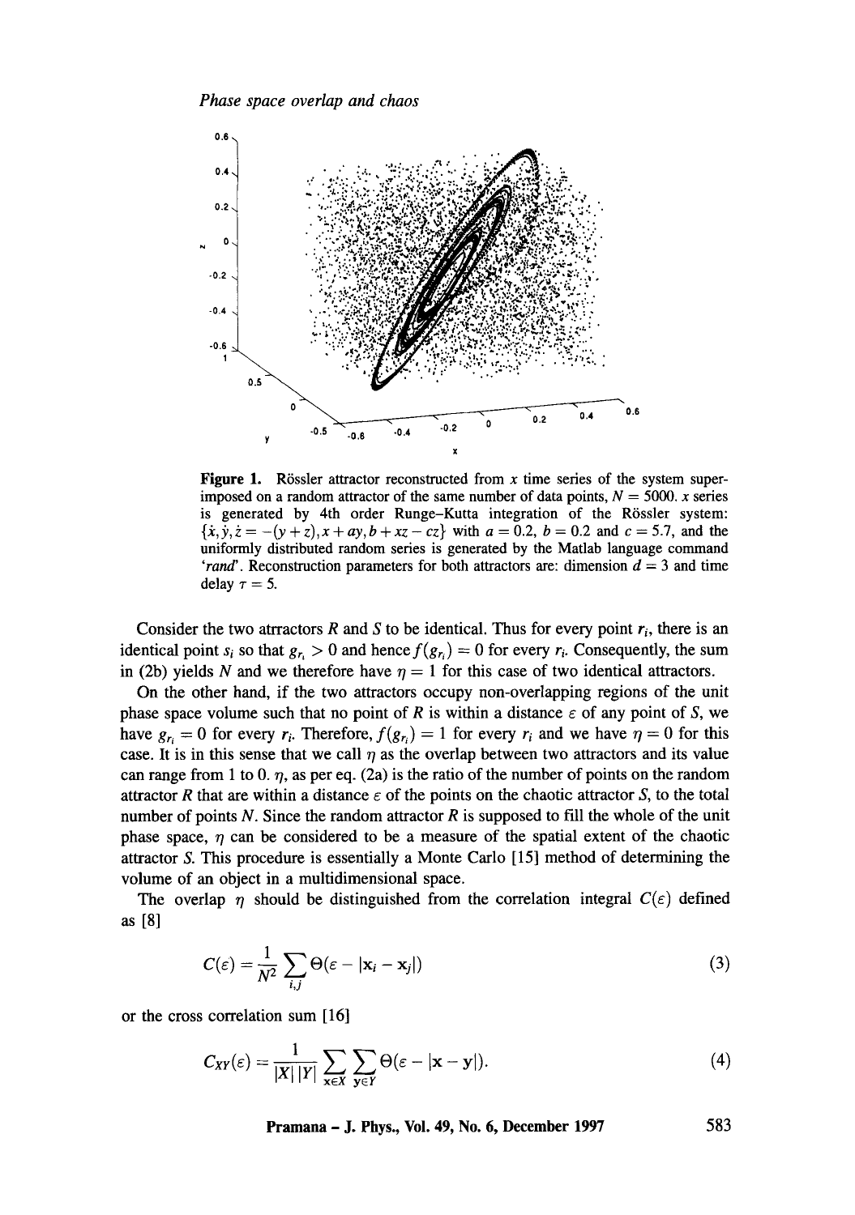**Figure 1.** Rössler attractor reconstructed from $x$ time series of the system superimposed on a random attractor of the same number of data points, $N = 5000$. $x$ series is generated by 4th order Runge–Kutta integration of the Rössler system: $\{\dot{x}, \dot{y}, \dot{z} = -(y+z), x+ay, b+xz-cz\}$ with $a = 0.2$, $b = 0.2$ and $c = 5.7$, and the uniformly distributed random series is generated by the Matlab language command '*rand*'. Reconstruction parameters for both attractors are: dimension $d = 3$ and time delay $\tau = 5$.

Consider the two atrractors $R$ and $S$ to be identical. Thus for every point $r_i$, there is an identical point $s_i$ so that $g_{r_i} > 0$ and hence $f(g_{r_i}) = 0$ for every $r_i$. Consequently, the sum in (2b) yields $N$ and we therefore have $\eta = 1$ for this case of two identical attractors.

On the other hand, if the two attractors occupy non-overlapping regions of the unit phase space volume such that no point of $R$ is within a distance $\varepsilon$ of any point of $S$, we have $g_{r_i} = 0$ for every $r_i$. Therefore, $f(g_{r_i}) = 1$ for every $r_i$ and we have $\eta = 0$ for this case. It is in this sense that we call $\eta$ as the overlap between two attractors and its value can range from 1 to 0. $\eta$, as per eq. (2a) is the ratio of the number of points on the random attractor $R$ that are within a distance $\varepsilon$ of the points on the chaotic attractor $S$, to the total number of points $N$. Since the random attractor $R$ is supposed to fill the whole of the unit phase space, $\eta$ can be considered to be a measure of the spatial extent of the chaotic attractor $S$. This procedure is essentially a Monte Carlo [15] method of determining the volume of an object in a multidimensional space.

The overlap $\eta$ should be distinguished from the correlation integral $C(\varepsilon)$ defined as [8]

$$C(\varepsilon) = \frac{1}{N^2} \sum_{i,j} \Theta(\varepsilon - |\mathbf{x}_i - \mathbf{x}_j|) \tag{3}$$

or the cross correlation sum [16]

$$C_{XY}(\varepsilon) = \frac{1}{|X|\,|Y|} \sum_{\mathbf{x} \in X} \sum_{\mathbf{y} \in Y} \Theta(\varepsilon - |\mathbf{x} - \mathbf{y}|). \tag{4}$$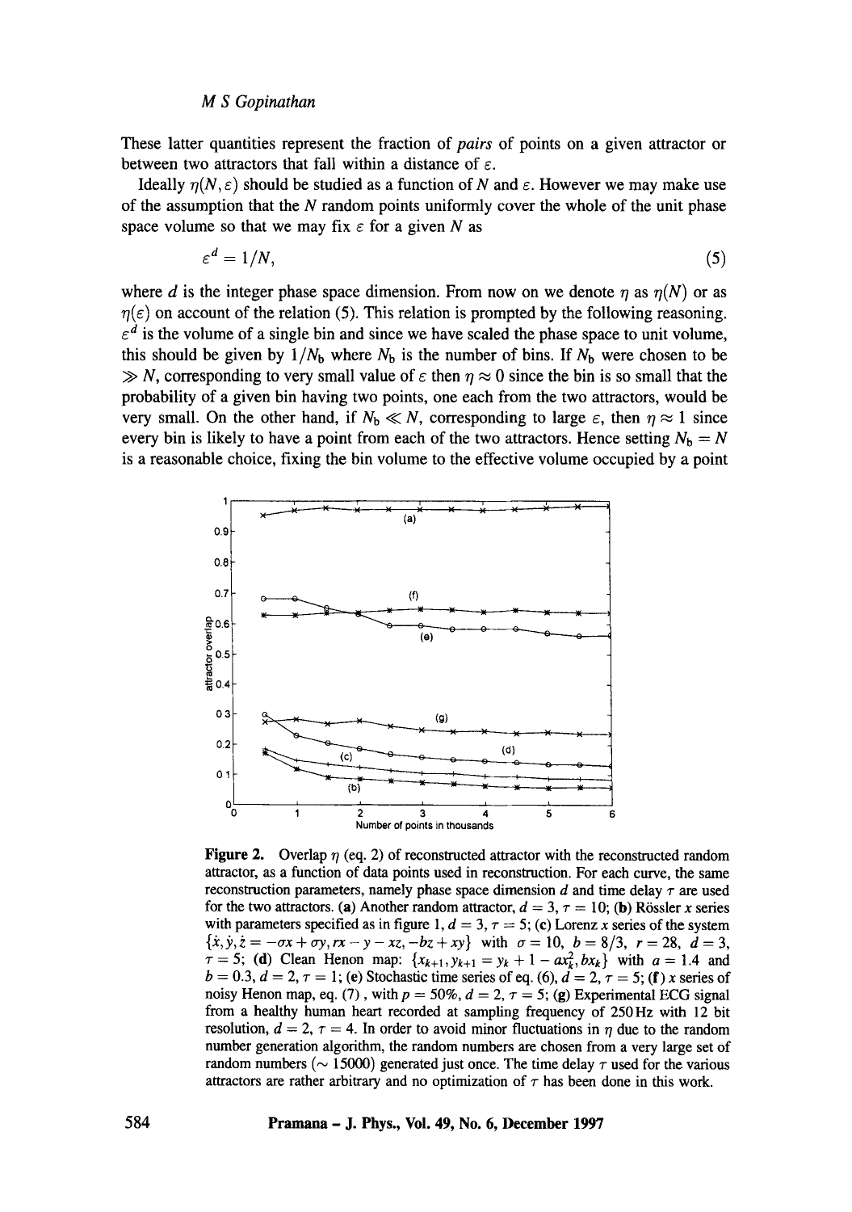These latter quantities represent the fraction of *pairs* of points on a given attractor or between two attractors that fall within a distance of $\varepsilon$.

Ideally $\eta(N, \varepsilon)$ should be studied as a function of $N$ and $\varepsilon$. However we may make use of the assumption that the $N$ random points uniformly cover the whole of the unit phase space volume so that we may fix $\varepsilon$ for a given $N$ as

$$\varepsilon^d = 1/N, \tag{5}$$

where $d$ is the integer phase space dimension. From now on we denote $\eta$ as $\eta(N)$ or as $\eta(\varepsilon)$ on account of the relation (5). This relation is prompted by the following reasoning. $\varepsilon^d$ is the volume of a single bin and since we have scaled the phase space to unit volume, this should be given by $1/N_b$ where $N_b$ is the number of bins. If $N_b$ were chosen to be $\gg N$, corresponding to very small value of $\varepsilon$ then $\eta \approx 0$ since the bin is so small that the probability of a given bin having two points, one each from the two attractors, would be very small. On the other hand, if $N_b \ll N$, corresponding to large $\varepsilon$, then $\eta \approx 1$ since every bin is likely to have a point from each of the two attractors. Hence setting $N_b = N$ is a reasonable choice, fixing the bin volume to the effective volume occupied by a point

**Figure 2.** Overlap $\eta$ (eq. 2) of reconstructed attractor with the reconstructed random attractor, as a function of data points used in reconstruction. For each curve, the same reconstruction parameters, namely phase space dimension $d$ and time delay $\tau$ are used for the two attractors. **(a)** Another random attractor, $d = 3$, $\tau = 10$; **(b)** Rössler $x$ series with parameters specified as in figure 1, $d = 3$, $\tau = 5$; **(c)** Lorenz $x$ series of the system $\{\dot{x}, \dot{y}, \dot{z} = -\sigma x + \sigma y, rx - y - xz, -bz + xy\}$ with $\sigma = 10$, $b = 8/3$, $r = 28$, $d = 3$, $\tau = 5$; **(d)** Clean Henon map: $\{x_{k+1}, y_{k+1} = y_k + 1 - ax_k^2, bx_k\}$ with $a = 1.4$ and $b = 0.3$, $d = 2$, $\tau = 1$; **(e)** Stochastic time series of eq. (6), $d = 2$, $\tau = 5$; **(f)** $x$ series of noisy Henon map, eq. (7), with $p = 50\%$, $d = 2$, $\tau = 5$; **(g)** Experimental ECG signal from a healthy human heart recorded at sampling frequency of 250 Hz with 12 bit resolution, $d = 2$, $\tau = 4$. In order to avoid minor fluctuations in $\eta$ due to the random number generation algorithm, the random numbers are chosen from a very large set of random numbers ($\sim 15000$) generated just once. The time delay $\tau$ used for the various attractors are rather arbitrary and no optimization of $\tau$ has been done in this work.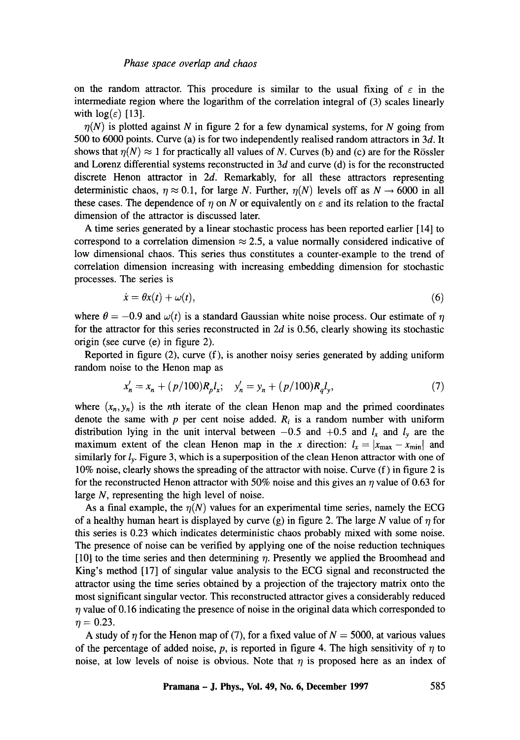on the random attractor. This procedure is similar to the usual fixing of $\varepsilon$ in the intermediate region where the logarithm of the correlation integral of (3) scales linearly with $\log(\varepsilon)$ [13].

$\eta(N)$ is plotted against $N$ in figure 2 for a few dynamical systems, for $N$ going from 500 to 6000 points. Curve (a) is for two independently realised random attractors in $3d$. It shows that $\eta(N) \approx 1$ for practically all values of $N$. Curves (b) and (c) are for the Rössler and Lorenz differential systems reconstructed in $3d$ and curve (d) is for the reconstructed discrete Henon attractor in $2d$. Remarkably, for all these attractors representing deterministic chaos, $\eta \approx 0.1$, for large $N$. Further, $\eta(N)$ levels off as $N \to 6000$ in all these cases. The dependence of $\eta$ on $N$ or equivalently on $\varepsilon$ and its relation to the fractal dimension of the attractor is discussed later.

A time series generated by a linear stochastic process has been reported earlier [14] to correspond to a correlation dimension $\approx 2.5$, a value normally considered indicative of low dimensional chaos. This series thus constitutes a counter-example to the trend of correlation dimension increasing with increasing embedding dimension for stochastic processes. The series is

$$\dot{x} = \theta x(t) + \omega(t), \tag{6}$$

where $\theta = -0.9$ and $\omega(t)$ is a standard Gaussian white noise process. Our estimate of $\eta$ for the attractor for this series reconstructed in $2d$ is 0.56, clearly showing its stochastic origin (see curve (e) in figure 2).

Reported in figure (2), curve (f), is another noisy series generated by adding uniform random noise to the Henon map as

$$x_n' = x_n + (p/100)R_p l_x; \quad y_n' = y_n + (p/100)R_q l_y, \tag{7}$$

where $(x_n, y_n)$ is the $n$th iterate of the clean Henon map and the primed coordinates denote the same with $p$ per cent noise added. $R_i$ is a random number with uniform distribution lying in the unit interval between $-0.5$ and $+0.5$ and $l_x$ and $l_y$ are the maximum extent of the clean Henon map in the $x$ direction: $l_x = |x_{\max} - x_{\min}|$ and similarly for $l_y$. Figure 3, which is a superposition of the clean Henon attractor with one of 10% noise, clearly shows the spreading of the attractor with noise. Curve (f) in figure 2 is for the reconstructed Henon attractor with 50% noise and this gives an $\eta$ value of 0.63 for large $N$, representing the high level of noise.

As a final example, the $\eta(N)$ values for an experimental time series, namely the ECG of a healthy human heart is displayed by curve (g) in figure 2. The large $N$ value of $\eta$ for this series is 0.23 which indicates deterministic chaos probably mixed with some noise. The presence of noise can be verified by applying one of the noise reduction techniques [10] to the time series and then determining $\eta$. Presently we applied the Broomhead and King's method [17] of singular value analysis to the ECG signal and reconstructed the attractor using the time series obtained by a projection of the trajectory matrix onto the most significant singular vector. This reconstructed attractor gives a considerably reduced $\eta$ value of 0.16 indicating the presence of noise in the original data which corresponded to $\eta = 0.23$.

A study of $\eta$ for the Henon map of (7), for a fixed value of $N = 5000$, at various values of the percentage of added noise, $p$, is reported in figure 4. The high sensitivity of $\eta$ to noise, at low levels of noise is obvious. Note that $\eta$ is proposed here as an index of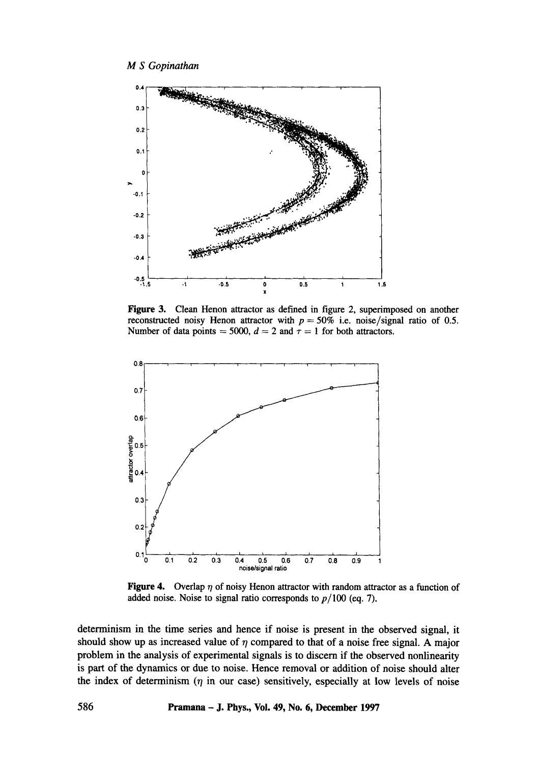**Figure 3.** Clean Henon attractor as defined in figure 2, superimposed on another reconstructed noisy Henon attractor with $p = 50\%$ i.e. noise/signal ratio of 0.5. Number of data points $= 5000$, $d = 2$ and $\tau = 1$ for both attractors.

**Figure 4.** Overlap $\eta$ of noisy Henon attractor with random attractor as a function of added noise. Noise to signal ratio corresponds to $p/100$ (eq. 7).

determinism in the time series and hence if noise is present in the observed signal, it should show up as increased value of $\eta$ compared to that of a noise free signal. A major problem in the analysis of experimental signals is to discern if the observed nonlinearity is part of the dynamics or due to noise. Hence removal or addition of noise should alter the index of determinism ($\eta$ in our case) sensitively, especially at low levels of noise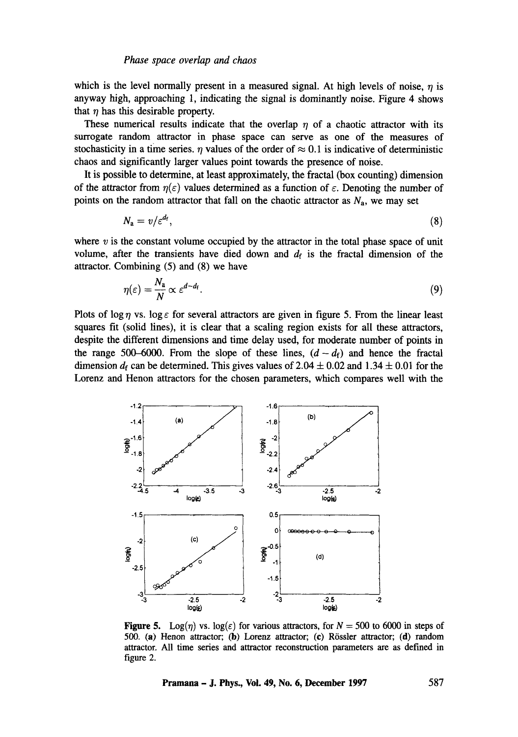which is the level normally present in a measured signal. At high levels of noise, $\eta$ is anyway high, approaching 1, indicating the signal is dominantly noise. Figure 4 shows that $\eta$ has this desirable property.

These numerical results indicate that the overlap $\eta$ of a chaotic attractor with its surrogate random attractor in phase space can serve as one of the measures of stochasticity in a time series. $\eta$ values of the order of $\approx 0.1$ is indicative of deterministic chaos and significantly larger values point towards the presence of noise.

It is possible to determine, at least approximately, the fractal (box counting) dimension of the attractor from $\eta(\varepsilon)$ values determined as a function of $\varepsilon$. Denoting the number of points on the random attractor that fall on the chaotic attractor as $N_a$, we may set

$$N_a = v/\varepsilon^{d_f}, \tag{8}$$

where $v$ is the constant volume occupied by the attractor in the total phase space of unit volume, after the transients have died down and $d_f$ is the fractal dimension of the attractor. Combining (5) and (8) we have

$$\eta(\varepsilon) = \frac{N_a}{N} \propto \varepsilon^{d-d_f}. \tag{9}$$

Plots of $\log \eta$ vs. $\log \varepsilon$ for several attractors are given in figure 5. From the linear least squares fit (solid lines), it is clear that a scaling region exists for all these attractors, despite the different dimensions and time delay used, for moderate number of points in the range 500–6000. From the slope of these lines, $(d - d_f)$ and hence the fractal dimension $d_f$ can be determined. This gives values of $2.04 \pm 0.02$ and $1.34 \pm 0.01$ for the Lorenz and Henon attractors for the chosen parameters, which compares well with the

**Figure 5.** Log($\eta$) vs. log($\varepsilon$) for various attractors, for $N = 500$ to 6000 in steps of 500. **(a)** Henon attractor; **(b)** Lorenz attractor; **(c)** Rössler attractor; **(d)** random attractor. All time series and attractor reconstruction parameters are as defined in figure 2.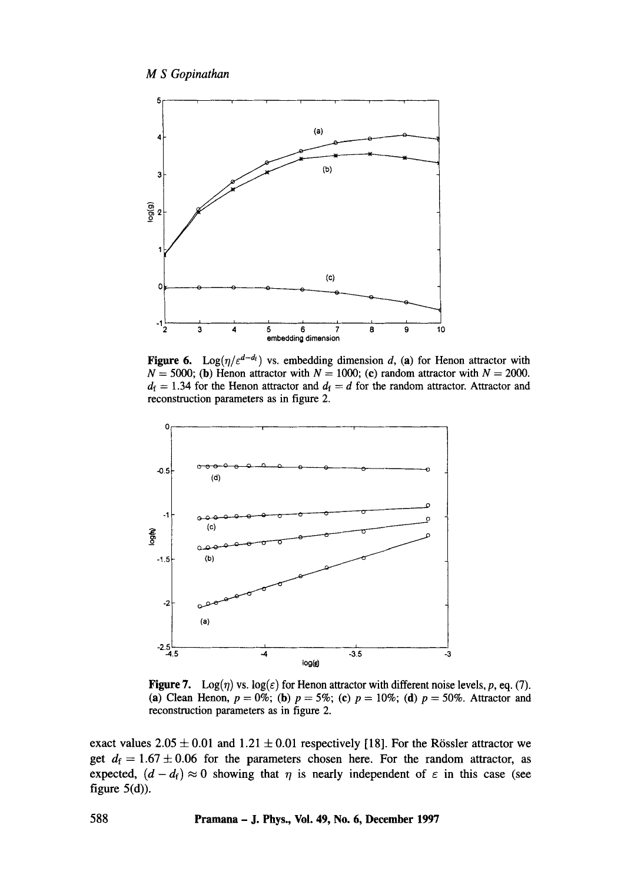**Figure 6.** $\text{Log}(\eta/\varepsilon^{d-d_f})$ vs. embedding dimension $d$, **(a)** for Henon attractor with $N = 5000$; **(b)** Henon attractor with $N = 1000$; **(c)** random attractor with $N = 2000$. $d_f = 1.34$ for the Henon attractor and $d_f = d$ for the random attractor. Attractor and reconstruction parameters as in figure 2.

**Figure 7.** $\text{Log}(\eta)$ vs. $\log(\varepsilon)$ for Henon attractor with different noise levels, $p$, eq. (7). **(a)** Clean Henon, $p = 0\%$; **(b)** $p = 5\%$; **(c)** $p = 10\%$; **(d)** $p = 50\%$. Attractor and reconstruction parameters as in figure 2.

exact values $2.05 \pm 0.01$ and $1.21 \pm 0.01$ respectively [18]. For the Rössler attractor we get $d_f = 1.67 \pm 0.06$ for the parameters chosen here. For the random attractor, as expected, $(d - d_f) \approx 0$ showing that $\eta$ is nearly independent of $\varepsilon$ in this case (see figure 5(d)).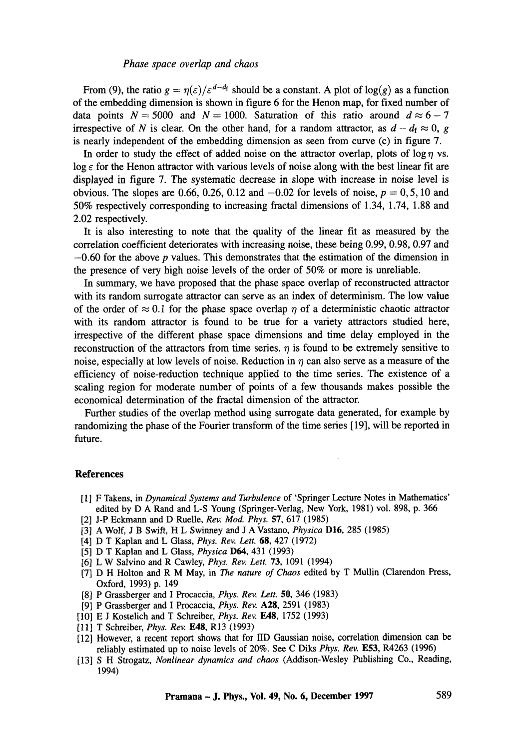From (9), the ratio $g = \eta(\varepsilon)/\varepsilon^{d-d_f}$ should be a constant. A plot of $\log(g)$ as a function of the embedding dimension is shown in figure 6 for the Henon map, for fixed number of data points $N = 5000$ and $N = 1000$. Saturation of this ratio around $d \approx 6 - 7$ irrespective of $N$ is clear. On the other hand, for a random attractor, as $d - d_f \approx 0$, $g$ is nearly independent of the embedding dimension as seen from curve (c) in figure 7.

In order to study the effect of added noise on the attractor overlap, plots of $\log \eta$ vs. $\log \varepsilon$ for the Henon attractor with various levels of noise along with the best linear fit are displayed in figure 7. The systematic decrease in slope with increase in noise level is obvious. The slopes are 0.66, 0.26, 0.12 and $-0.02$ for levels of noise, $p = 0, 5, 10$ and 50% respectively corresponding to increasing fractal dimensions of 1.34, 1.74, 1.88 and 2.02 respectively.

It is also interesting to note that the quality of the linear fit as measured by the correlation coefficient deteriorates with increasing noise, these being 0.99, 0.98, 0.97 and $-0.60$ for the above $p$ values. This demonstrates that the estimation of the dimension in the presence of very high noise levels of the order of 50% or more is unreliable.

In summary, we have proposed that the phase space overlap of reconstructed attractor with its random surrogate attractor can serve as an index of determinism. The low value of the order of $\approx 0.1$ for the phase space overlap $\eta$ of a deterministic chaotic attractor with its random attractor is found to be true for a variety attractors studied here, irrespective of the different phase space dimensions and time delay employed in the reconstruction of the attractors from time series. $\eta$ is found to be extremely sensitive to noise, especially at low levels of noise. Reduction in $\eta$ can also serve as a measure of the efficiency of noise-reduction technique applied to the time series. The existence of a scaling region for moderate number of points of a few thousands makes possible the economical determination of the fractal dimension of the attractor.

Further studies of the overlap method using surrogate data generated, for example by randomizing the phase of the Fourier transform of the time series [19], will be reported in future.

## References

[1] F Takens, in *Dynamical Systems and Turbulence* of 'Springer Lecture Notes in Mathematics' edited by D A Rand and L-S Young (Springer-Verlag, New York, 1981) vol. 898, p. 366

[2] J-P Eckmann and D Ruelle, *Rev. Mod. Phys.* **57**, 617 (1985)

[3] A Wolf, J B Swift, H L Swinney and J A Vastano, *Physica* **D16**, 285 (1985)

[4] D T Kaplan and L Glass, *Phys. Rev. Lett.* **68**, 427 (1972)

[5] D T Kaplan and L Glass, *Physica* **D64**, 431 (1993)

[6] L W Salvino and R Cawley, *Phys. Rev. Lett.* **73**, 1091 (1994)

[7] D H Holton and R M May, in *The nature of Chaos* edited by T Mullin (Clarendon Press, Oxford, 1993) p. 149

[8] P Grassberger and I Procaccia, *Phys. Rev. Lett.* **50**, 346 (1983)

[9] P Grassberger and I Procaccia, *Phys. Rev.* **A28**, 2591 (1983)

[10] E J Kostelich and T Schreiber, *Phys. Rev.* **E48**, 1752 (1993)

[11] T Schreiber, *Phys. Rev.* **E48**, R13 (1993)

[12] However, a recent report shows that for IID Gaussian noise, correlation dimension can be reliably estimated up to noise levels of 20%. See C Diks *Phys. Rev.* **E53**, R4263 (1996)

[13] S H Strogatz, *Nonlinear dynamics and chaos* (Addison-Wesley Publishing Co., Reading, 1994)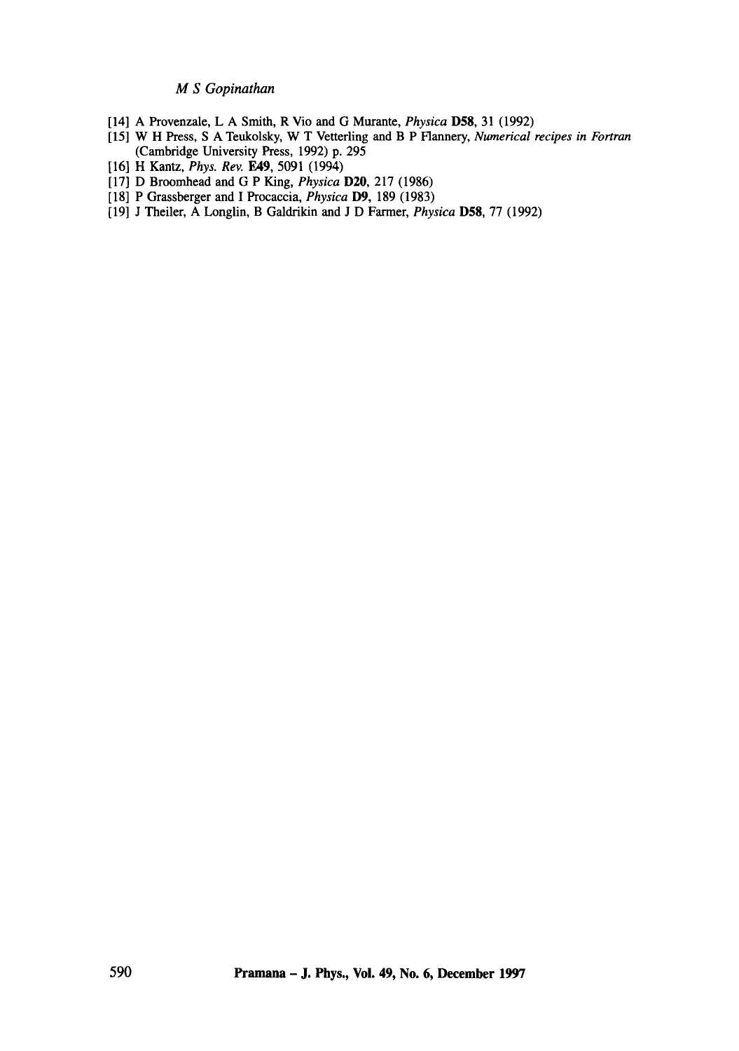[14] A Provenzale, L A Smith, R Vio and G Murante, *Physica* **D58**, 31 (1992)

[15] W H Press, S A Teukolsky, W T Vetterling and B P Flannery, *Numerical recipes in Fortran* (Cambridge University Press, 1992) p. 295

[16] H Kantz, *Phys. Rev.* **E49**, 5091 (1994)

[17] D Broomhead and G P King, *Physica* **D20**, 217 (1986)

[18] P Grassberger and I Procaccia, *Physica* **D9**, 189 (1983)

[19] J Theiler, A Longlin, B Galdrikin and J D Farmer, *Physica* **D58**, 77 (1992)